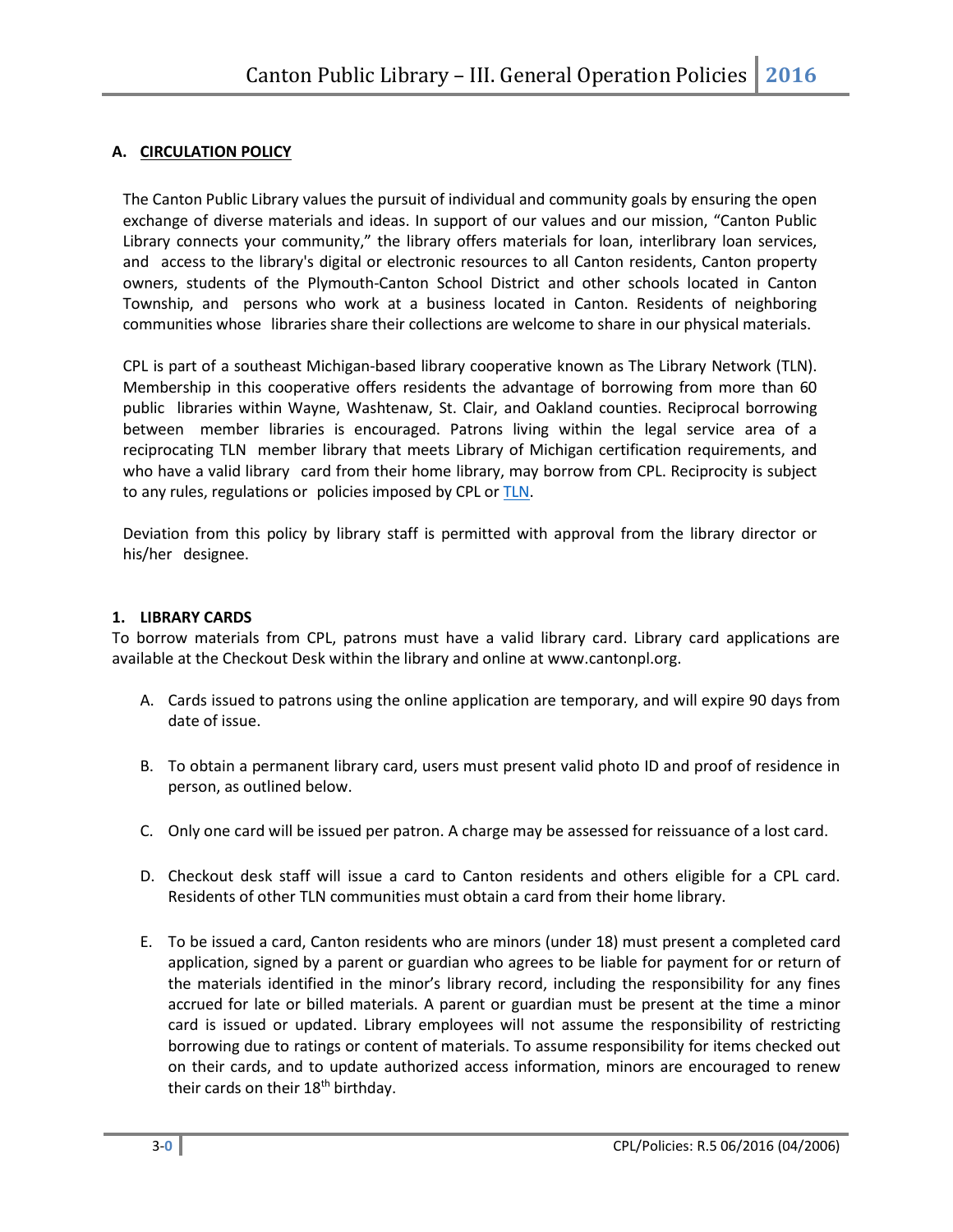## A. CIRCULATION POLICY

The Canton Public Library values the pursuit of individual and community goals by ensuring the open exchange of diverse materials and ideas. In support of our values and our mission, "Canton Public Library connects your community," the library offers materials for loan, interlibrary loan services, and access to the library's digital or electronic resources to all Canton residents, Canton property owners, students of the Plymouth-Canton School District and other schools located in Canton Township, and persons who work at a business located in Canton. Residents of neighboring communities whose libraries share their collections are welcome to share in our physical materials.

CPL is part of a southeast Michigan-based library cooperative known as The Library Network (TLN). Membership in this cooperative offers residents the advantage of borrowing from more than 60 public libraries within Wayne, Washtenaw, St. Clair, and Oakland counties. Reciprocal borrowing between member libraries is encouraged. Patrons living within the legal service area of a reciprocating TLN member library that meets Library of Michigan certification requirements, and who have a valid library card from their home library, may borrow from CPL. Reciprocity is subject to any rules, regulations or policies imposed by CPL or TLN.

Deviation from this policy by library staff is permitted with approval from the library director or his/her designee.

### 1. LIBRARY CARDS

To borrow materials from CPL, patrons must have a valid library card. Library card applications are available at the Checkout Desk within the library and online at www.cantonpl.org.

A. Cards issued to patrons using the online application are temporary, and will expire 90 days from date of issue.

B. To obtain a permanent library card, users must present valid photo ID and proof of residence in person, as outlined below.

C. Only one card will be issued per patron. A charge may be assessed for reissuance of a lost card.

D. Checkout desk staff will issue a card to Canton residents and others eligible for a CPL card. Residents of other TLN communities must obtain a card from their home library.

E. To be issued a card, Canton residents who are minors (under 18) must present a completed card application, signed by a parent or guardian who agrees to be liable for payment for or return of the materials identified in the minor's library record, including the responsibility for any fines accrued for late or billed materials. A parent or guardian must be present at the time a minor card is issued or updated. Library employees will not assume the responsibility of restricting borrowing due to ratings or content of materials. To assume responsibility for items checked out on their cards, and to update authorized access information, minors are encouraged to renew their cards on their 18th birthday.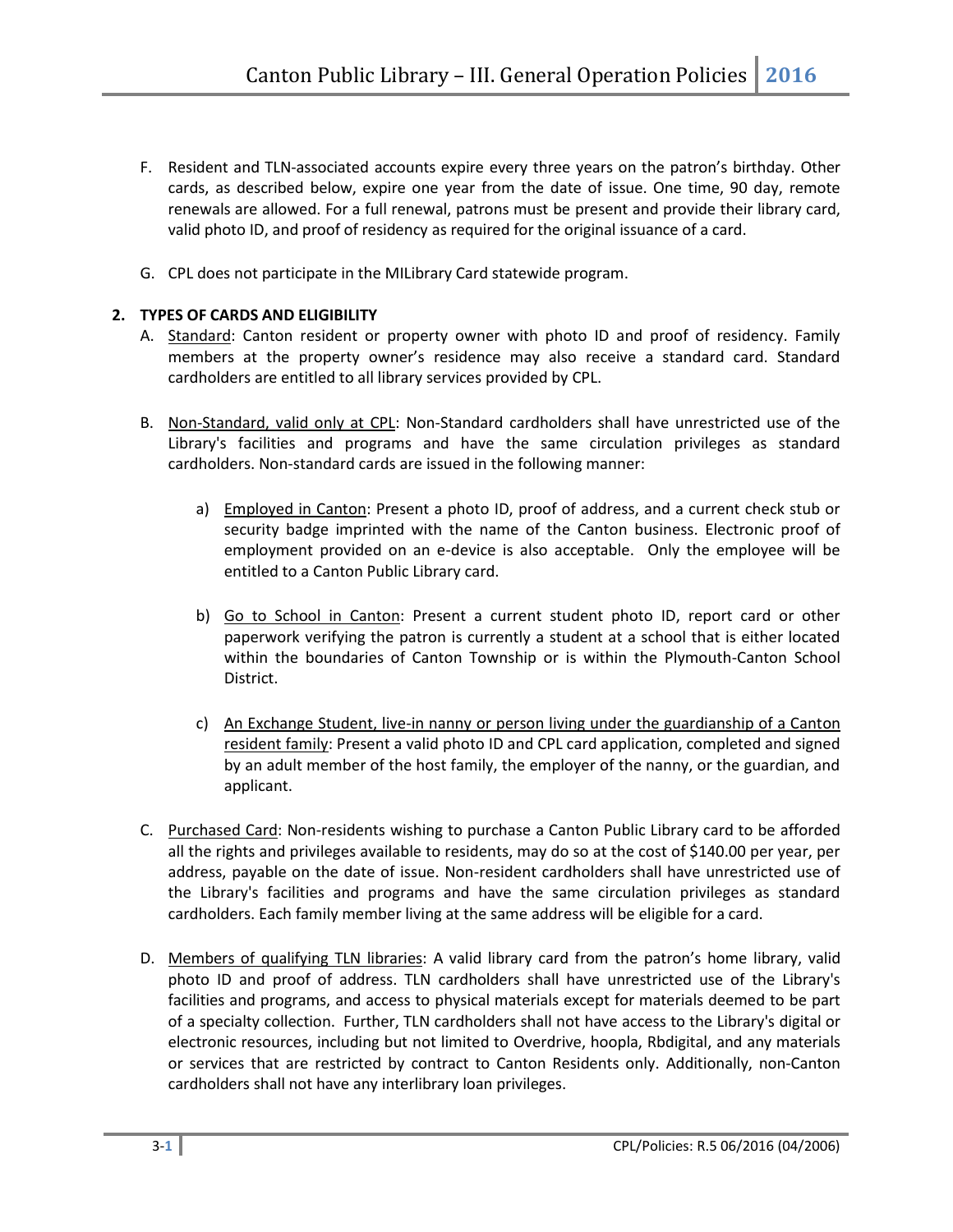F. Resident and TLN-associated accounts expire every three years on the patron's birthday. Other cards, as described below, expire one year from the date of issue. One time, 90 day, remote renewals are allowed. For a full renewal, patrons must be present and provide their library card, valid photo ID, and proof of residency as required for the original issuance of a card.

G. CPL does not participate in the MILibrary Card statewide program.

**2. TYPES OF CARDS AND ELIGIBILITY**

A. Standard: Canton resident or property owner with photo ID and proof of residency. Family members at the property owner's residence may also receive a standard card. Standard cardholders are entitled to all library services provided by CPL.

B. Non-Standard, valid only at CPL: Non-Standard cardholders shall have unrestricted use of the Library's facilities and programs and have the same circulation privileges as standard cardholders. Non-standard cards are issued in the following manner:

   a) Employed in Canton: Present a photo ID, proof of address, and a current check stub or security badge imprinted with the name of the Canton business. Electronic proof of employment provided on an e-device is also acceptable. Only the employee will be entitled to a Canton Public Library card.

   b) Go to School in Canton: Present a current student photo ID, report card or other paperwork verifying the patron is currently a student at a school that is either located within the boundaries of Canton Township or is within the Plymouth-Canton School District.

   c) An Exchange Student, live-in nanny or person living under the guardianship of a Canton resident family: Present a valid photo ID and CPL card application, completed and signed by an adult member of the host family, the employer of the nanny, or the guardian, and applicant.

C. Purchased Card: Non-residents wishing to purchase a Canton Public Library card to be afforded all the rights and privileges available to residents, may do so at the cost of $140.00 per year, per address, payable on the date of issue. Non-resident cardholders shall have unrestricted use of the Library's facilities and programs and have the same circulation privileges as standard cardholders. Each family member living at the same address will be eligible for a card.

D. Members of qualifying TLN libraries: A valid library card from the patron's home library, valid photo ID and proof of address. TLN cardholders shall have unrestricted use of the Library's facilities and programs, and access to physical materials except for materials deemed to be part of a specialty collection. Further, TLN cardholders shall not have access to the Library's digital or electronic resources, including but not limited to Overdrive, hoopla, Rbdigital, and any materials or services that are restricted by contract to Canton Residents only. Additionally, non-Canton cardholders shall not have any interlibrary loan privileges.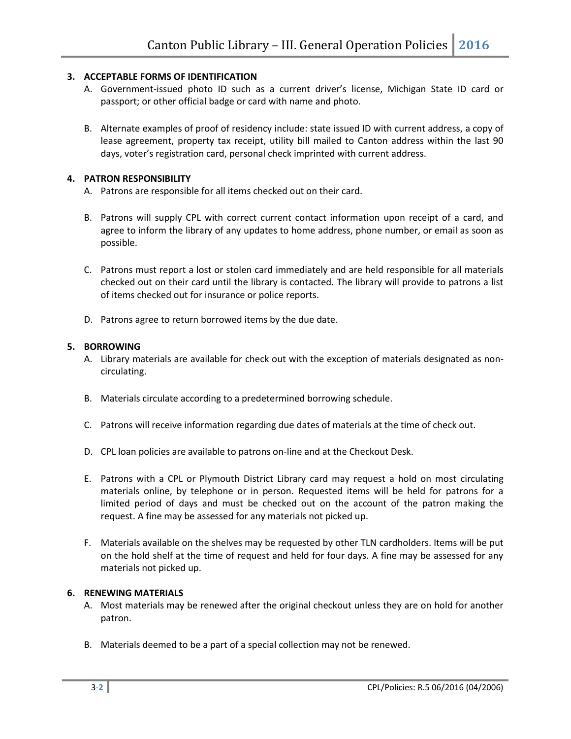**3. ACCEPTABLE FORMS OF IDENTIFICATION**

A. Government-issued photo ID such as a current driver's license, Michigan State ID card or passport; or other official badge or card with name and photo.

B. Alternate examples of proof of residency include: state issued ID with current address, a copy of lease agreement, property tax receipt, utility bill mailed to Canton address within the last 90 days, voter's registration card, personal check imprinted with current address.

**4. PATRON RESPONSIBILITY**

A. Patrons are responsible for all items checked out on their card.

B. Patrons will supply CPL with correct current contact information upon receipt of a card, and agree to inform the library of any updates to home address, phone number, or email as soon as possible.

C. Patrons must report a lost or stolen card immediately and are held responsible for all materials checked out on their card until the library is contacted. The library will provide to patrons a list of items checked out for insurance or police reports.

D. Patrons agree to return borrowed items by the due date.

**5. BORROWING**

A. Library materials are available for check out with the exception of materials designated as non-circulating.

B. Materials circulate according to a predetermined borrowing schedule.

C. Patrons will receive information regarding due dates of materials at the time of check out.

D. CPL loan policies are available to patrons on-line and at the Checkout Desk.

E. Patrons with a CPL or Plymouth District Library card may request a hold on most circulating materials online, by telephone or in person. Requested items will be held for patrons for a limited period of days and must be checked out on the account of the patron making the request. A fine may be assessed for any materials not picked up.

F. Materials available on the shelves may be requested by other TLN cardholders. Items will be put on the hold shelf at the time of request and held for four days. A fine may be assessed for any materials not picked up.

**6. RENEWING MATERIALS**

A. Most materials may be renewed after the original checkout unless they are on hold for another patron.

B. Materials deemed to be a part of a special collection may not be renewed.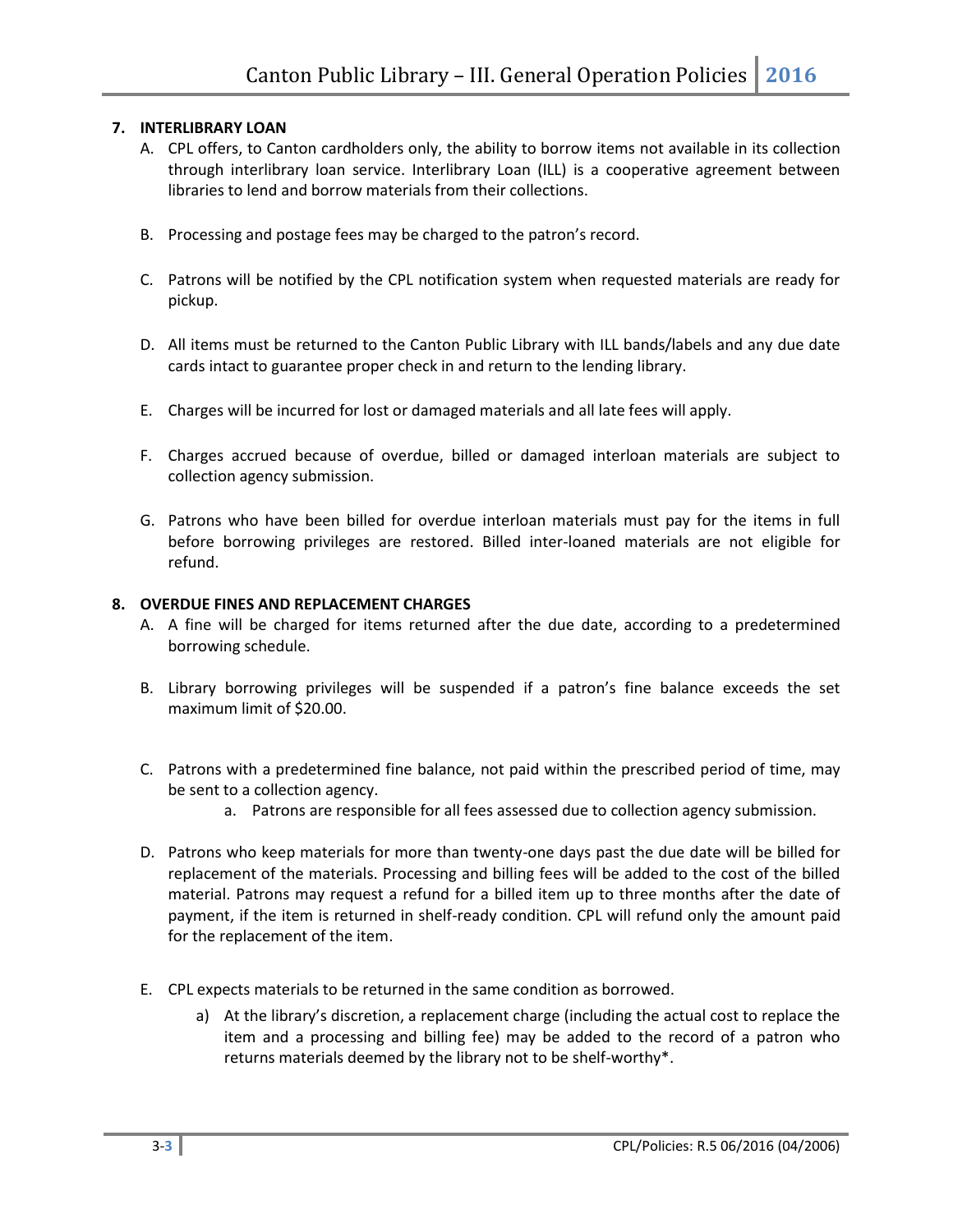### 7. INTERLIBRARY LOAN

A. CPL offers, to Canton cardholders only, the ability to borrow items not available in its collection through interlibrary loan service. Interlibrary Loan (ILL) is a cooperative agreement between libraries to lend and borrow materials from their collections.

B. Processing and postage fees may be charged to the patron's record.

C. Patrons will be notified by the CPL notification system when requested materials are ready for pickup.

D. All items must be returned to the Canton Public Library with ILL bands/labels and any due date cards intact to guarantee proper check in and return to the lending library.

E. Charges will be incurred for lost or damaged materials and all late fees will apply.

F. Charges accrued because of overdue, billed or damaged interloan materials are subject to collection agency submission.

G. Patrons who have been billed for overdue interloan materials must pay for the items in full before borrowing privileges are restored. Billed inter-loaned materials are not eligible for refund.

### 8. OVERDUE FINES AND REPLACEMENT CHARGES

A. A fine will be charged for items returned after the due date, according to a predetermined borrowing schedule.

B. Library borrowing privileges will be suspended if a patron's fine balance exceeds the set maximum limit of $20.00.

C. Patrons with a predetermined fine balance, not paid within the prescribed period of time, may be sent to a collection agency.

   a. Patrons are responsible for all fees assessed due to collection agency submission.

D. Patrons who keep materials for more than twenty-one days past the due date will be billed for replacement of the materials. Processing and billing fees will be added to the cost of the billed material. Patrons may request a refund for a billed item up to three months after the date of payment, if the item is returned in shelf-ready condition. CPL will refund only the amount paid for the replacement of the item.

E. CPL expects materials to be returned in the same condition as borrowed.

   a) At the library's discretion, a replacement charge (including the actual cost to replace the item and a processing and billing fee) may be added to the record of a patron who returns materials deemed by the library not to be shelf-worthy*.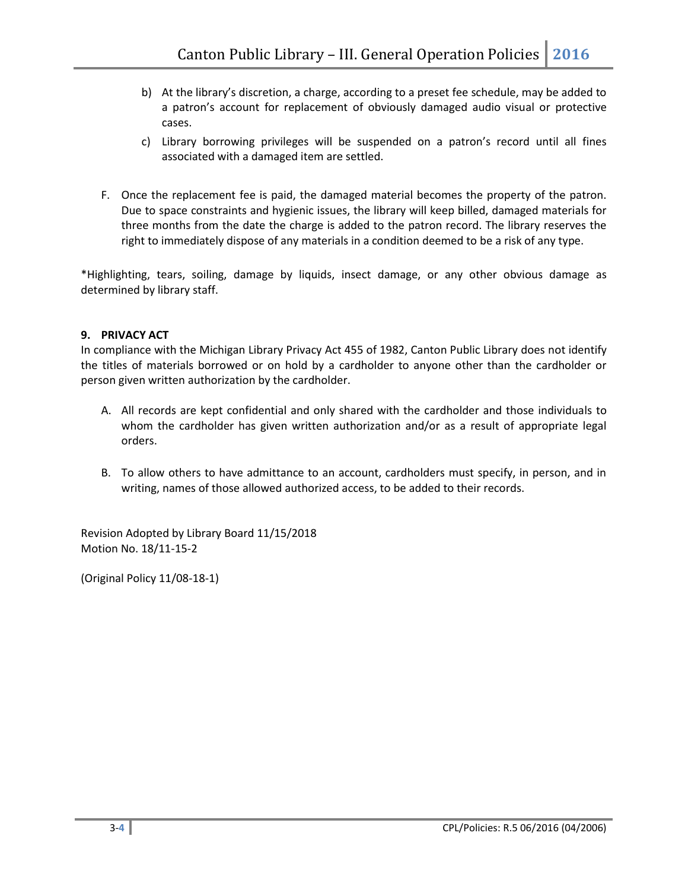b) At the library's discretion, a charge, according to a preset fee schedule, may be added to a patron's account for replacement of obviously damaged audio visual or protective cases.

c) Library borrowing privileges will be suspended on a patron's record until all fines associated with a damaged item are settled.

F. Once the replacement fee is paid, the damaged material becomes the property of the patron. Due to space constraints and hygienic issues, the library will keep billed, damaged materials for three months from the date the charge is added to the patron record. The library reserves the right to immediately dispose of any materials in a condition deemed to be a risk of any type.

*Highlighting, tears, soiling, damage by liquids, insect damage, or any other obvious damage as determined by library staff.

**9. PRIVACY ACT**

In compliance with the Michigan Library Privacy Act 455 of 1982, Canton Public Library does not identify the titles of materials borrowed or on hold by a cardholder to anyone other than the cardholder or person given written authorization by the cardholder.

A. All records are kept confidential and only shared with the cardholder and those individuals to whom the cardholder has given written authorization and/or as a result of appropriate legal orders.

B. To allow others to have admittance to an account, cardholders must specify, in person, and in writing, names of those allowed authorized access, to be added to their records.

Revision Adopted by Library Board 11/15/2018
Motion No. 18/11-15-2

(Original Policy 11/08-18-1)